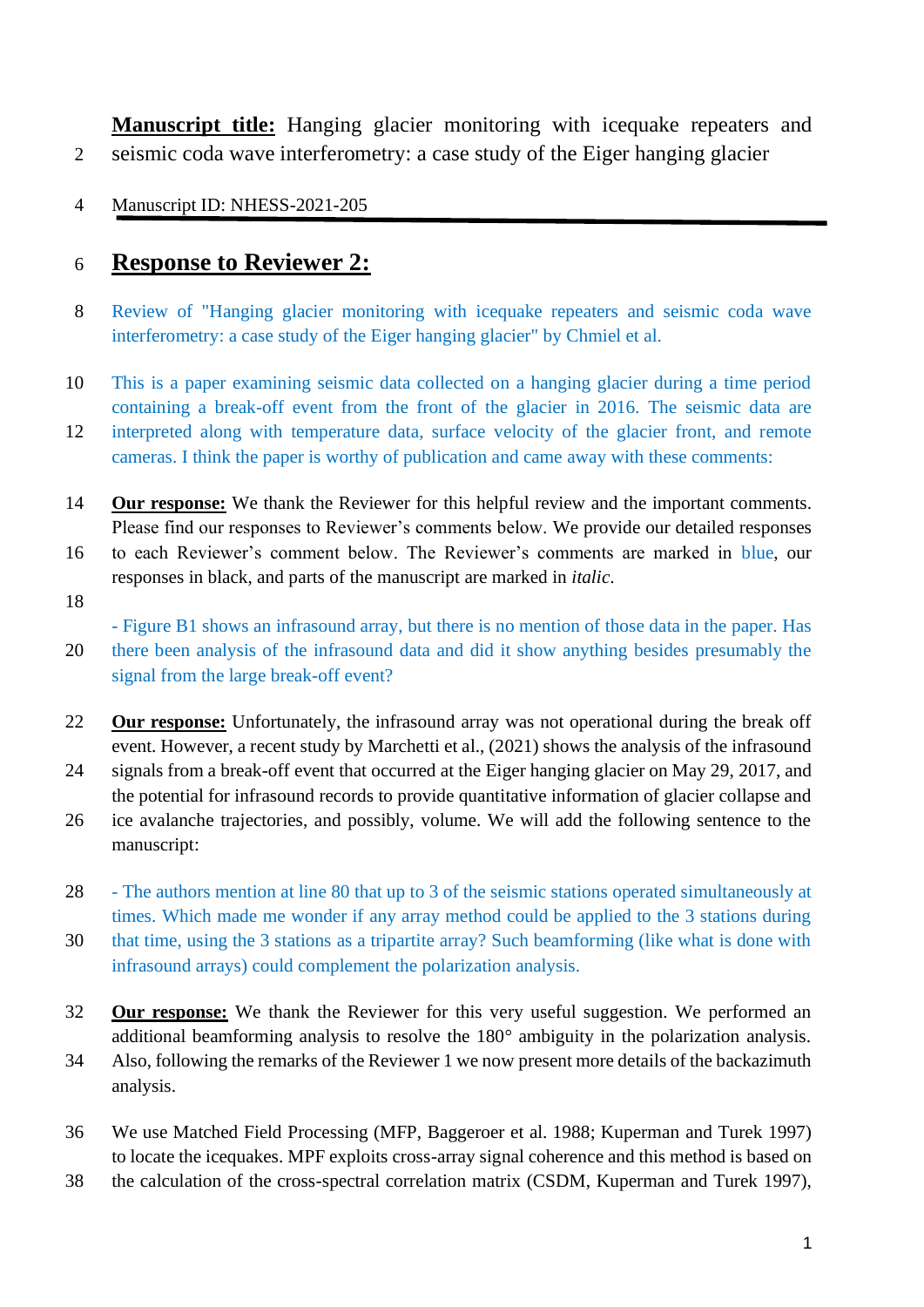**Manuscript title:** Hanging glacier monitoring with icequake repeaters and seismic coda wave interferometry: a case study of the Eiger hanging glacier

Manuscript ID: NHESS-2021-205

# **Response to Reviewer 2:**

Review of "Hanging glacier monitoring with icequake repeaters and seismic coda wave interferometry: a case study of the Eiger hanging glacier" by Chmiel et al.

This is a paper examining seismic data collected on a hanging glacier during a time period containing a break-off event from the front of the glacier in 2016. The seismic data are interpreted along with temperature data, surface velocity of the glacier front, and remote cameras. I think the paper is worthy of publication and came away with these comments:

**Our response:** We thank the Reviewer for this helpful review and the important comments. Please find our responses to Reviewer's comments below. We provide our detailed responses to each Reviewer's comment below. The Reviewer's comments are marked in blue, our responses in black, and parts of the manuscript are marked in *italic.*

- Figure B1 shows an infrasound array, but there is no mention of those data in the paper. Has there been analysis of the infrasound data and did it show anything besides presumably the signal from the large break-off event?

**Our response:** Unfortunately, the infrasound array was not operational during the break off event. However, a recent study by Marchetti et al., (2021) shows the analysis of the infrasound signals from a break-off event that occurred at the Eiger hanging glacier on May 29, 2017, and the potential for infrasound records to provide quantitative information of glacier collapse and ice avalanche trajectories, and possibly, volume. We will add the following sentence to the manuscript:

- The authors mention at line 80 that up to 3 of the seismic stations operated simultaneously at times. Which made me wonder if any array method could be applied to the 3 stations during that time, using the 3 stations as a tripartite array? Such beamforming (like what is done with infrasound arrays) could complement the polarization analysis.

**Our response:** We thank the Reviewer for this very useful suggestion. We performed an additional beamforming analysis to resolve the 180° ambiguity in the polarization analysis. Also, following the remarks of the Reviewer 1 we now present more details of the backazimuth analysis.

We use Matched Field Processing (MFP, Baggeroer et al. 1988; Kuperman and Turek 1997) to locate the icequakes. MPF exploits cross-array signal coherence and this method is based on the calculation of the cross-spectral correlation matrix (CSDM, Kuperman and Turek 1997),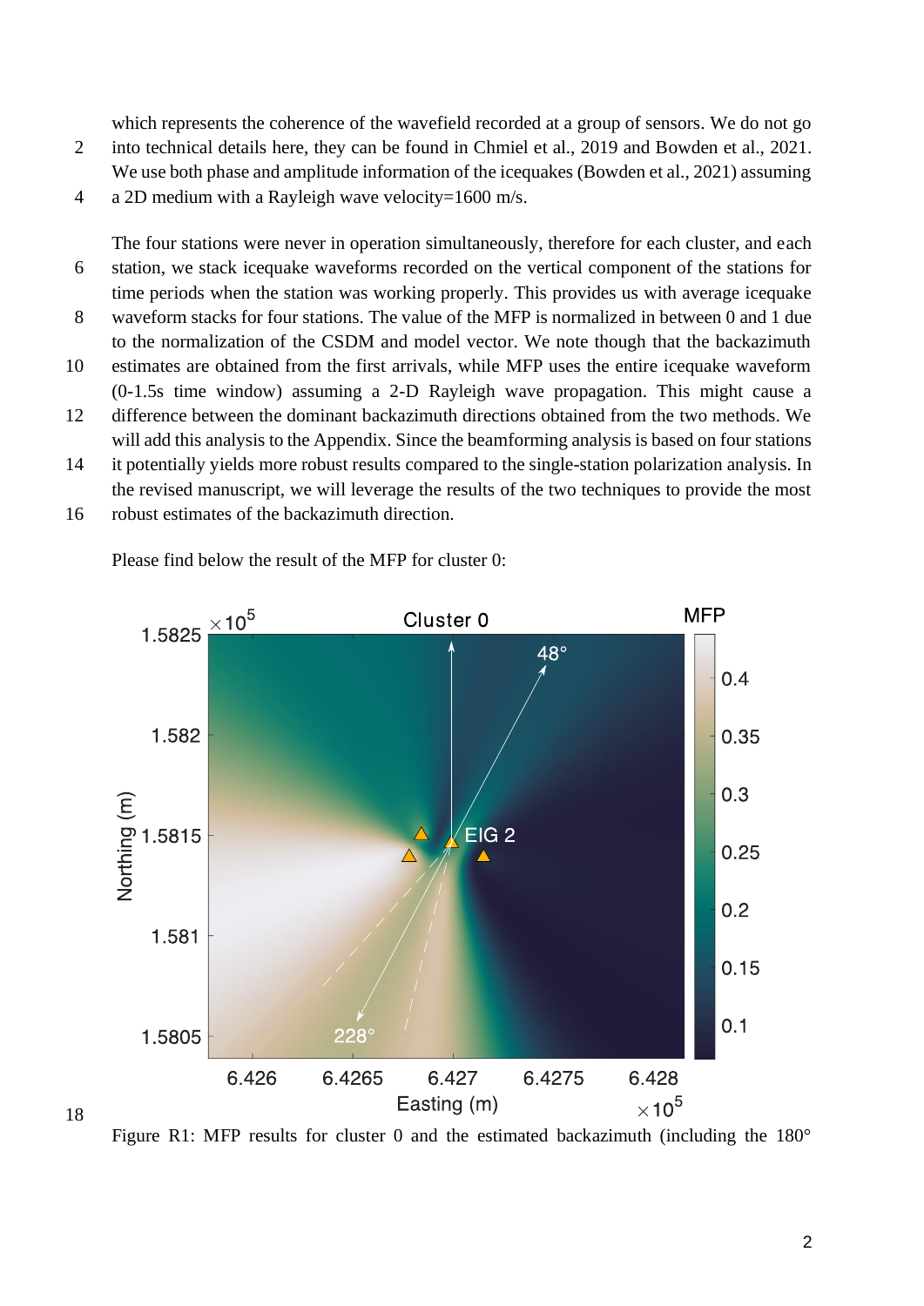which represents the coherence of the wavefield recorded at a group of sensors. We do not go into technical details here, they can be found in Chmiel et al., 2019 and Bowden et al., 2021. We use both phase and amplitude information of the icequakes (Bowden et al., 2021) assuming a 2D medium with a Rayleigh wave velocity=1600 m/s.

The four stations were never in operation simultaneously, therefore for each cluster, and each station, we stack icequake waveforms recorded on the vertical component of the stations for time periods when the station was working properly. This provides us with average icequake waveform stacks for four stations. The value of the MFP is normalized in between 0 and 1 due to the normalization of the CSDM and model vector. We note though that the backazimuth estimates are obtained from the first arrivals, while MFP uses the entire icequake waveform (0-1.5s time window) assuming a 2-D Rayleigh wave propagation. This might cause a difference between the dominant backazimuth directions obtained from the two methods. We will add this analysis to the Appendix. Since the beamforming analysis is based on four stations it potentially yields more robust results compared to the single-station polarization analysis. In the revised manuscript, we will leverage the results of the two techniques to provide the most robust estimates of the backazimuth direction.

Please find below the result of the MFP for cluster 0:

Figure R1: MFP results for cluster 0 and the estimated backazimuth (including the 180°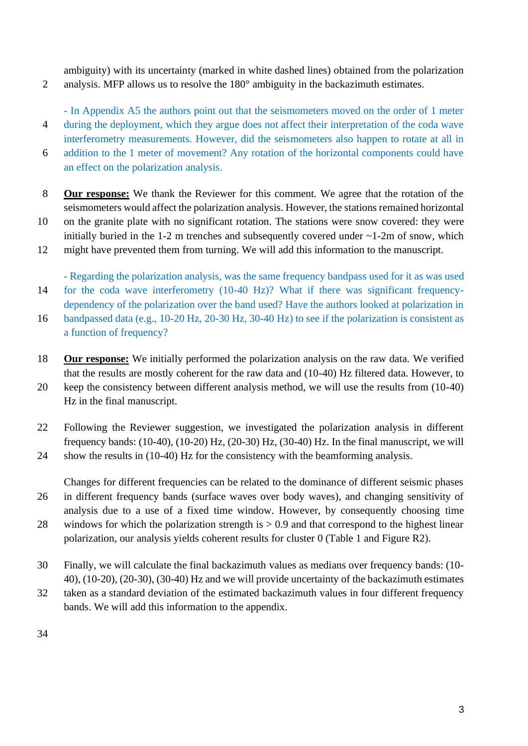ambiguity) with its uncertainty (marked in white dashed lines) obtained from the polarization analysis. MFP allows us to resolve the 180° ambiguity in the backazimuth estimates.

- In Appendix A5 the authors point out that the seismometers moved on the order of 1 meter during the deployment, which they argue does not affect their interpretation of the coda wave interferometry measurements. However, did the seismometers also happen to rotate at all in addition to the 1 meter of movement? Any rotation of the horizontal components could have an effect on the polarization analysis.

**Our response:** We thank the Reviewer for this comment. We agree that the rotation of the seismometers would affect the polarization analysis. However, the stations remained horizontal on the granite plate with no significant rotation. The stations were snow covered: they were initially buried in the 1-2 m trenches and subsequently covered under ~1-2m of snow, which might have prevented them from turning. We will add this information to the manuscript.

- Regarding the polarization analysis, was the same frequency bandpass used for it as was used for the coda wave interferometry (10-40 Hz)? What if there was significant frequency-dependency of the polarization over the band used? Have the authors looked at polarization in bandpassed data (e.g., 10-20 Hz, 20-30 Hz, 30-40 Hz) to see if the polarization is consistent as a function of frequency?

**Our response:** We initially performed the polarization analysis on the raw data. We verified that the results are mostly coherent for the raw data and (10-40) Hz filtered data. However, to keep the consistency between different analysis method, we will use the results from (10-40) Hz in the final manuscript.

Following the Reviewer suggestion, we investigated the polarization analysis in different frequency bands: (10-40), (10-20) Hz, (20-30) Hz, (30-40) Hz. In the final manuscript, we will show the results in (10-40) Hz for the consistency with the beamforming analysis.

Changes for different frequencies can be related to the dominance of different seismic phases in different frequency bands (surface waves over body waves), and changing sensitivity of analysis due to a use of a fixed time window. However, by consequently choosing time windows for which the polarization strength is > 0.9 and that correspond to the highest linear polarization, our analysis yields coherent results for cluster 0 (Table 1 and Figure R2).

Finally, we will calculate the final backazimuth values as medians over frequency bands: (10-40), (10-20), (20-30), (30-40) Hz and we will provide uncertainty of the backazimuth estimates taken as a standard deviation of the estimated backazimuth values in four different frequency bands. We will add this information to the appendix.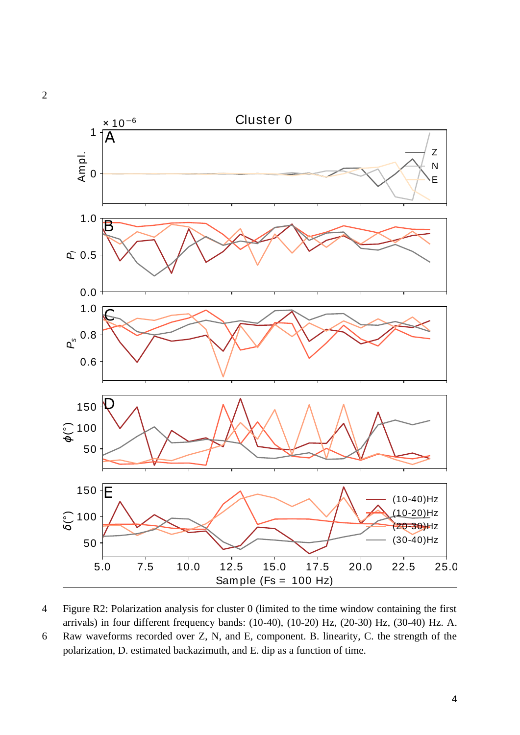Figure R2: Polarization analysis for cluster 0 (limited to the time window containing the first arrivals) in four different frequency bands: (10-40), (10-20) Hz, (20-30) Hz, (30-40) Hz. A. Raw waveforms recorded over Z, N, and E, component. B. linearity, C. the strength of the polarization, D. estimated backazimuth, and E. dip as a function of time.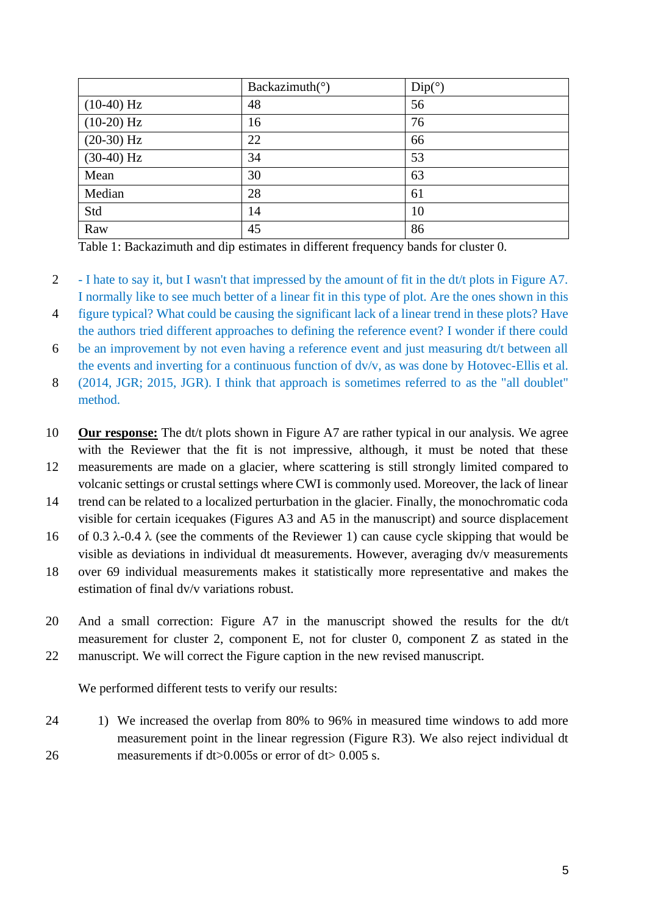|  | Backazimuth(°) | Dip(°) |
| --- | --- | --- |
| (10-40) Hz | 48 | 56 |
| (10-20) Hz | 16 | 76 |
| (20-30) Hz | 22 | 66 |
| (30-40) Hz | 34 | 53 |
| Mean | 30 | 63 |
| Median | 28 | 61 |
| Std | 14 | 10 |
| Raw | 45 | 86 |

Table 1: Backazimuth and dip estimates in different frequency bands for cluster 0.

- I hate to say it, but I wasn't that impressed by the amount of fit in the dt/t plots in Figure A7. I normally like to see much better of a linear fit in this type of plot. Are the ones shown in this figure typical? What could be causing the significant lack of a linear trend in these plots? Have the authors tried different approaches to defining the reference event? I wonder if there could be an improvement by not even having a reference event and just measuring dt/t between all the events and inverting for a continuous function of dv/v, as was done by Hotovec-Ellis et al. (2014, JGR; 2015, JGR). I think that approach is sometimes referred to as the "all doublet" method.

**Our response:** The dt/t plots shown in Figure A7 are rather typical in our analysis. We agree with the Reviewer that the fit is not impressive, although, it must be noted that these measurements are made on a glacier, where scattering is still strongly limited compared to volcanic settings or crustal settings where CWI is commonly used. Moreover, the lack of linear trend can be related to a localized perturbation in the glacier. Finally, the monochromatic coda visible for certain icequakes (Figures A3 and A5 in the manuscript) and source displacement of 0.3 $\lambda$-0.4 $\lambda$ (see the comments of the Reviewer 1) can cause cycle skipping that would be visible as deviations in individual dt measurements. However, averaging dv/v measurements over 69 individual measurements makes it statistically more representative and makes the estimation of final dv/v variations robust.

And a small correction: Figure A7 in the manuscript showed the results for the dt/t measurement for cluster 2, component E, not for cluster 0, component Z as stated in the manuscript. We will correct the Figure caption in the new revised manuscript.

We performed different tests to verify our results:

1) We increased the overlap from 80% to 96% in measured time windows to add more measurement point in the linear regression (Figure R3). We also reject individual dt measurements if dt>0.005s or error of dt> 0.005 s.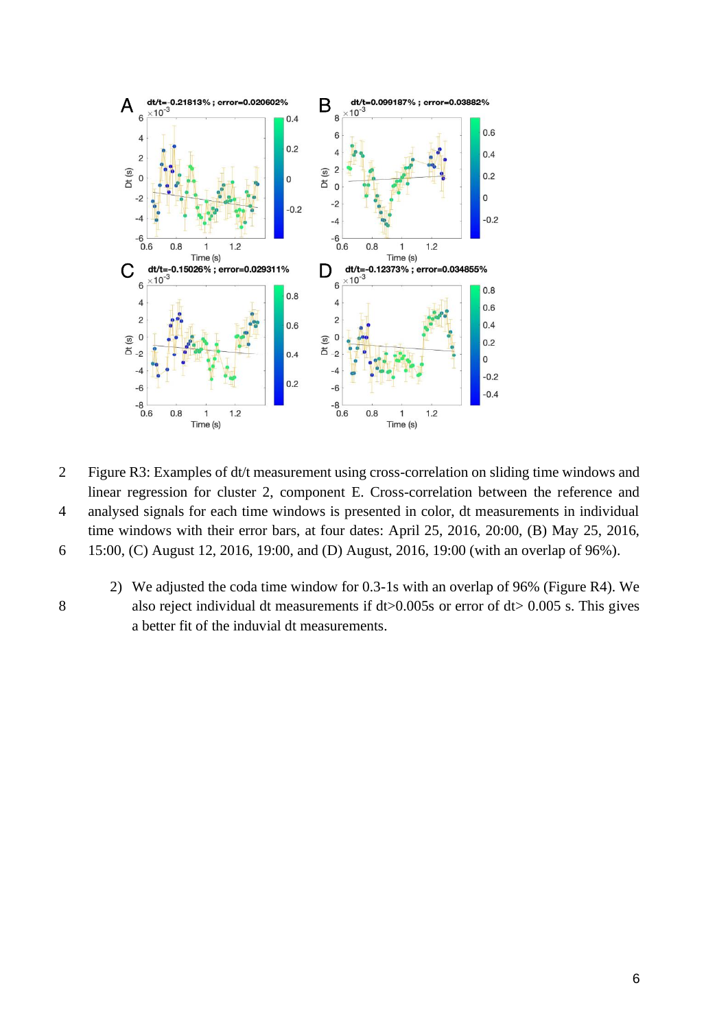Figure R3: Examples of dt/t measurement using cross-correlation on sliding time windows and linear regression for cluster 2, component E. Cross-correlation between the reference and analysed signals for each time windows is presented in color, dt measurements in individual time windows with their error bars, at four dates: April 25, 2016, 20:00, (B) May 25, 2016, 15:00, (C) August 12, 2016, 19:00, and (D) August, 2016, 19:00 (with an overlap of 96%).

2) We adjusted the coda time window for 0.3-1s with an overlap of 96% (Figure R4). We also reject individual dt measurements if dt>0.005s or error of dt> 0.005 s. This gives a better fit of the induvial dt measurements.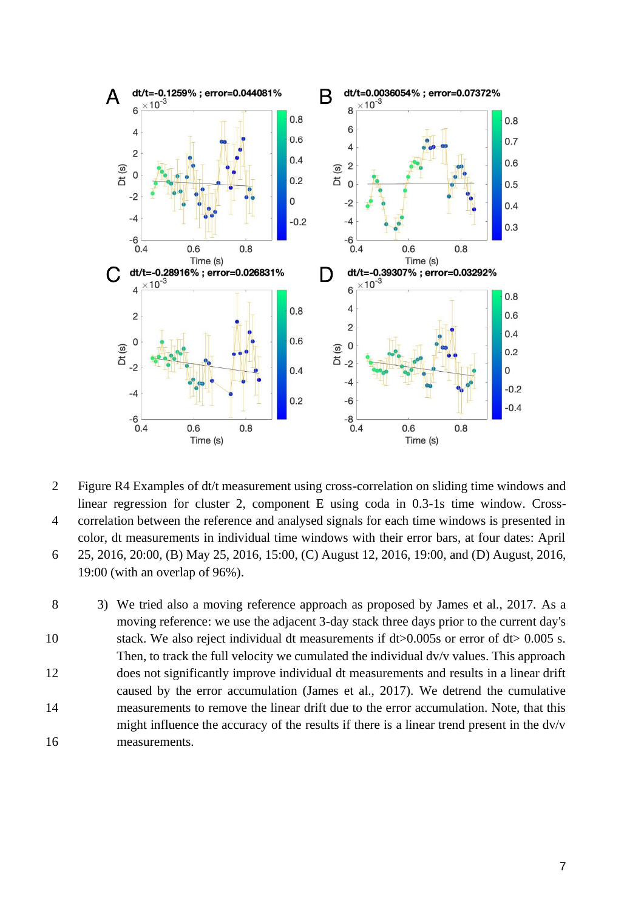Figure R4 Examples of dt/t measurement using cross-correlation on sliding time windows and linear regression for cluster 2, component E using coda in 0.3-1s time window. Cross-correlation between the reference and analysed signals for each time windows is presented in color, dt measurements in individual time windows with their error bars, at four dates: April 25, 2016, 20:00, (B) May 25, 2016, 15:00, (C) August 12, 2016, 19:00, and (D) August, 2016, 19:00 (with an overlap of 96%).

3) We tried also a moving reference approach as proposed by James et al., 2017. As a moving reference: we use the adjacent 3-day stack three days prior to the current day's stack. We also reject individual dt measurements if dt>0.005s or error of dt> 0.005 s. Then, to track the full velocity we cumulated the individual dv/v values. This approach does not significantly improve individual dt measurements and results in a linear drift caused by the error accumulation (James et al., 2017). We detrend the cumulative measurements to remove the linear drift due to the error accumulation. Note, that this might influence the accuracy of the results if there is a linear trend present in the dv/v measurements.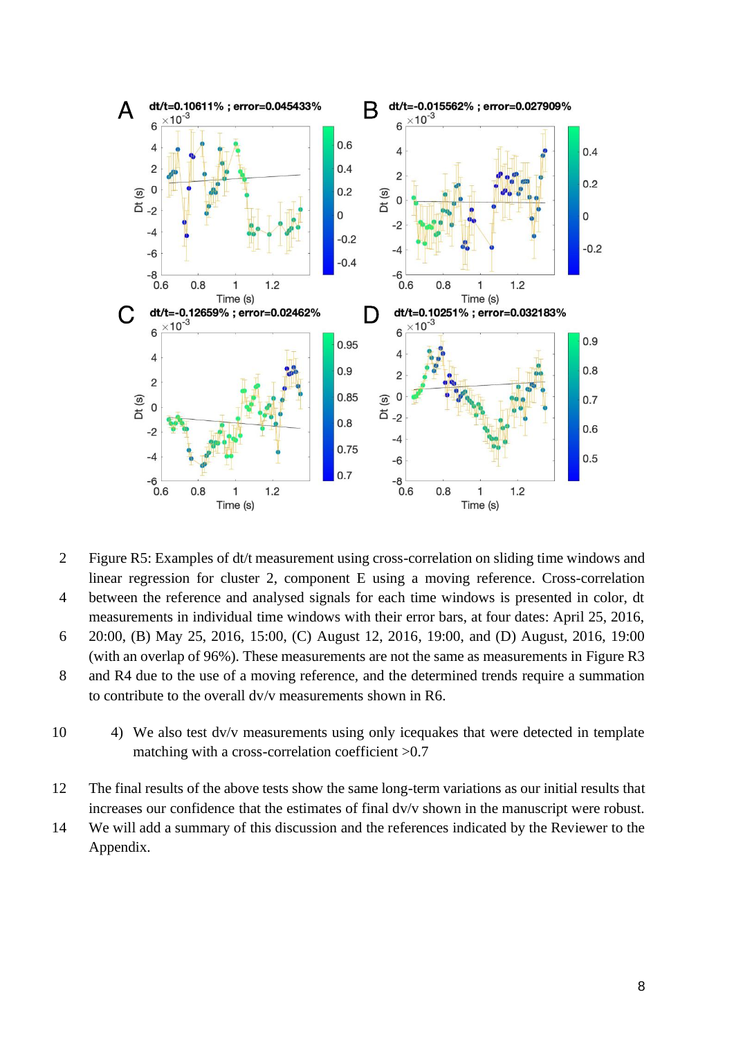Figure R5: Examples of dt/t measurement using cross-correlation on sliding time windows and linear regression for cluster 2, component E using a moving reference. Cross-correlation between the reference and analysed signals for each time windows is presented in color, dt measurements in individual time windows with their error bars, at four dates: April 25, 2016, 20:00, (B) May 25, 2016, 15:00, (C) August 12, 2016, 19:00, and (D) August, 2016, 19:00 (with an overlap of 96%). These measurements are not the same as measurements in Figure R3 and R4 due to the use of a moving reference, and the determined trends require a summation to contribute to the overall dv/v measurements shown in R6.

4) We also test dv/v measurements using only icequakes that were detected in template matching with a cross-correlation coefficient >0.7

The final results of the above tests show the same long-term variations as our initial results that increases our confidence that the estimates of final dv/v shown in the manuscript were robust. We will add a summary of this discussion and the references indicated by the Reviewer to the Appendix.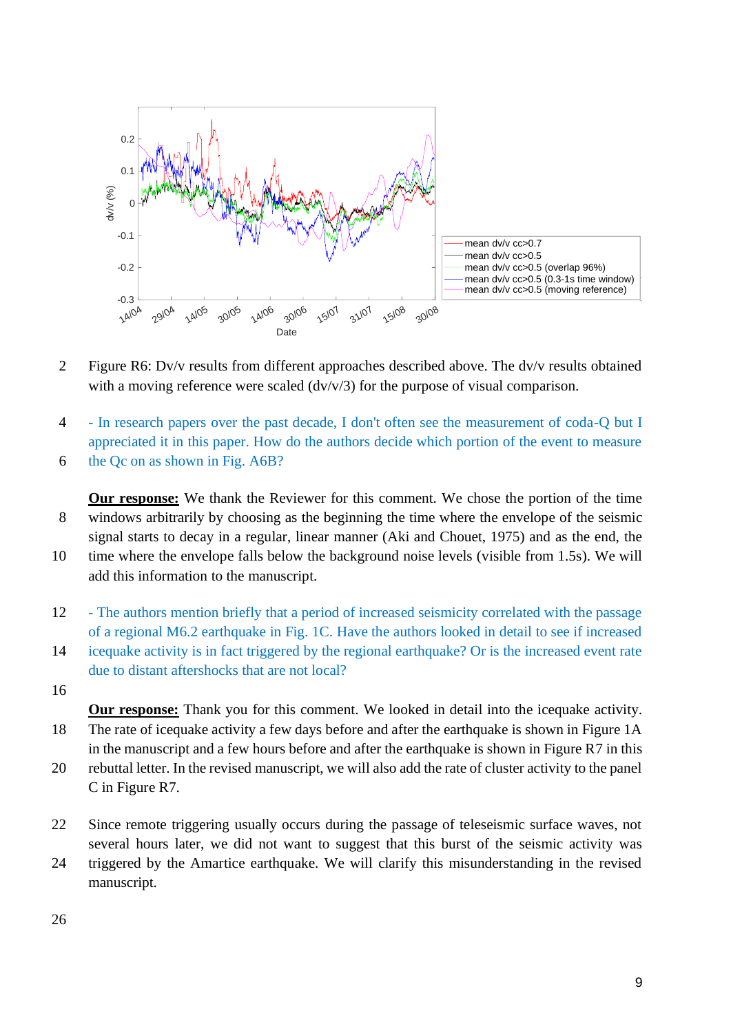Figure R6: Dv/v results from different approaches described above. The dv/v results obtained with a moving reference were scaled (dv/v/3) for the purpose of visual comparison.

- In research papers over the past decade, I don't often see the measurement of coda-Q but I appreciated it in this paper. How do the authors decide which portion of the event to measure the Qc on as shown in Fig. A6B?

**Our response:** We thank the Reviewer for this comment. We chose the portion of the time windows arbitrarily by choosing as the beginning the time where the envelope of the seismic signal starts to decay in a regular, linear manner (Aki and Chouet, 1975) and as the end, the time where the envelope falls below the background noise levels (visible from 1.5s). We will add this information to the manuscript.

- The authors mention briefly that a period of increased seismicity correlated with the passage of a regional M6.2 earthquake in Fig. 1C. Have the authors looked in detail to see if increased icequake activity is in fact triggered by the regional earthquake? Or is the increased event rate due to distant aftershocks that are not local?

**Our response:** Thank you for this comment. We looked in detail into the icequake activity. The rate of icequake activity a few days before and after the earthquake is shown in Figure 1A in the manuscript and a few hours before and after the earthquake is shown in Figure R7 in this rebuttal letter. In the revised manuscript, we will also add the rate of cluster activity to the panel C in Figure R7.

Since remote triggering usually occurs during the passage of teleseismic surface waves, not several hours later, we did not want to suggest that this burst of the seismic activity was triggered by the Amartice earthquake. We will clarify this misunderstanding in the revised manuscript.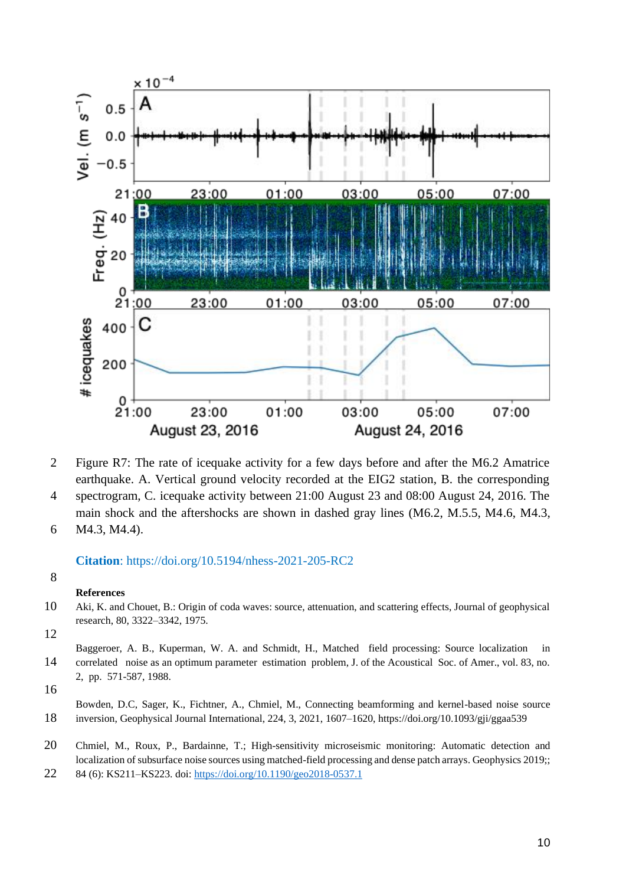Figure R7: The rate of icequake activity for a few days before and after the M6.2 Amatrice earthquake. A. Vertical ground velocity recorded at the EIG2 station, B. the corresponding spectrogram, C. icequake activity between 21:00 August 23 and 08:00 August 24, 2016. The main shock and the aftershocks are shown in dashed gray lines (M6.2, M.5.5, M4.6, M4.3, M4.3, M4.4).

**Citation**: https://doi.org/10.5194/nhess-2021-205-RC2

**References**

Aki, K. and Chouet, B.: Origin of coda waves: source, attenuation, and scattering effects, Journal of geophysical research, 80, 3322–3342, 1975.

Baggeroer, A. B., Kuperman, W. A. and Schmidt, H., Matched field processing: Source localization in correlated noise as an optimum parameter estimation problem, J. of the Acoustical Soc. of Amer., vol. 83, no. 2, pp. 571-587, 1988.

Bowden, D.C, Sager, K., Fichtner, A., Chmiel, M., Connecting beamforming and kernel-based noise source inversion, Geophysical Journal International, 224, 3, 2021, 1607–1620, https://doi.org/10.1093/gji/ggaa539

Chmiel, M., Roux, P., Bardainne, T.; High-sensitivity microseismic monitoring: Automatic detection and localization of subsurface noise sources using matched-field processing and dense patch arrays. Geophysics 2019;; 84 (6): KS211–KS223. doi: https://doi.org/10.1190/geo2018-0537.1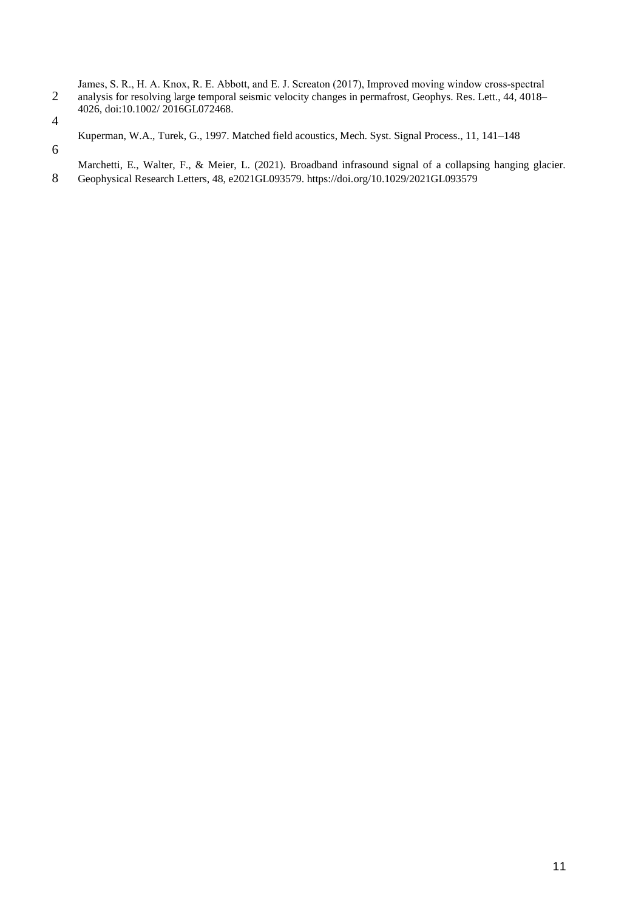James, S. R., H. A. Knox, R. E. Abbott, and E. J. Screaton (2017), Improved moving window cross-spectral analysis for resolving large temporal seismic velocity changes in permafrost, Geophys. Res. Lett., 44, 4018–4026, doi:10.1002/ 2016GL072468.

Kuperman, W.A., Turek, G., 1997. Matched field acoustics, Mech. Syst. Signal Process., 11, 141–148

Marchetti, E., Walter, F., & Meier, L. (2021). Broadband infrasound signal of a collapsing hanging glacier. Geophysical Research Letters, 48, e2021GL093579. https://doi.org/10.1029/2021GL093579